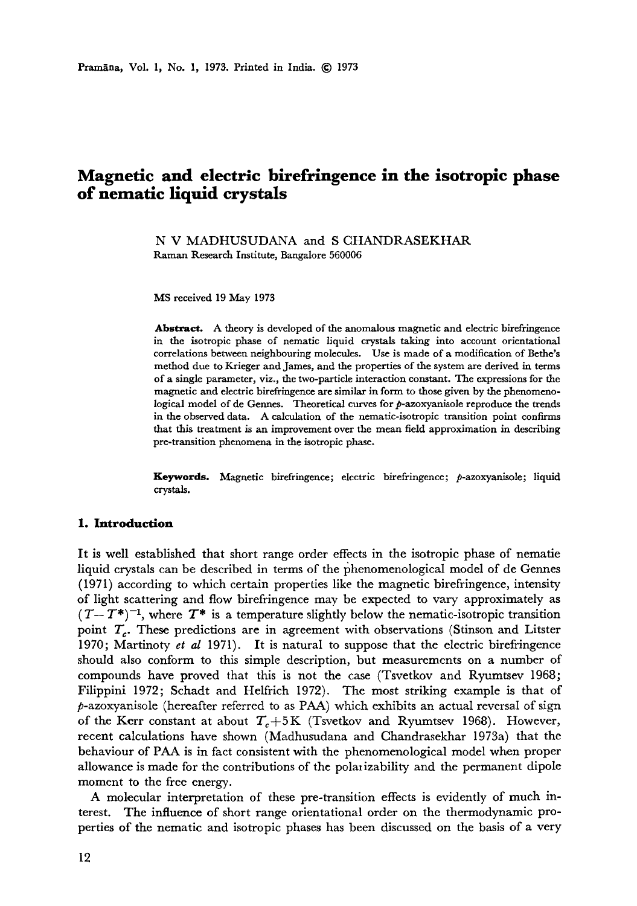# Magnetic and electric birefringence in the isotropic phase of nematic liquid crystals

N V MADHUSUDANA and S CHANDRASEKHAR

Raman Research Institute, Bangalore 560006

MS received 19 May 1973

**Abstract.** A theory is developed of the anomalous magnetic and electric birefringence in the isotropic phase of nematic liquid crystals taking into account orientational correlations between neighbouring molecules. Use is made of a modification of Bethe's method due to Krieger and James, and the properties of the system are derived in terms of a single parameter, viz., the two-particle interaction constant. The expressions for the magnetic and electric birefringence are similar in form to those given by the phenomenological model of de Gennes. Theoretical curves for *p*-azoxyanisole reproduce the trends in the observed data. A calculation of the nematic-isotropic transition point confirms that this treatment is an improvement over the mean field approximation in describing pre-transition phenomena in the isotropic phase.

**Keywords.** Magnetic birefringence; electric birefringence; *p*-azoxyanisole; liquid crystals.

## 1. Introduction

It is well established that short range order effects in the isotropic phase of nematie liquid crystals can be described in terms of the phenomenological model of de Gennes (1971) according to which certain properties like the magnetic birefringence, intensity of light scattering and flow birefringence may be expected to vary approximately as $(T-T^*)^{-1}$, where $T^*$ is a temperature slightly below the nematic-isotropic transition point $T_c$. These predictions are in agreement with observations (Stinson and Litster 1970; Martinoty *et al* 1971). It is natural to suppose that the electric birefringence should also conform to this simple description, but measurements on a number of compounds have proved that this is not the case (Tsvetkov and Ryumtsev 1968; Filippini 1972; Schadt and Helfrich 1972). The most striking example is that of *p*-azoxyanisole (hereafter referred to as PAA) which exhibits an actual reversal of sign of the Kerr constant at about $T_c+5\,\mathrm{K}$ (Tsvetkov and Ryumtsev 1968). However, recent calculations have shown (Madhusudana and Chandrasekhar 1973a) that the behaviour of PAA is in fact consistent with the phenomenological model when proper allowance is made for the contributions of the polarizability and the permanent dipole moment to the free energy.

A molecular interpretation of these pre-transition effects is evidently of much interest. The influence of short range orientational order on the thermodynamic properties of the nematic and isotropic phases has been discussed on the basis of a very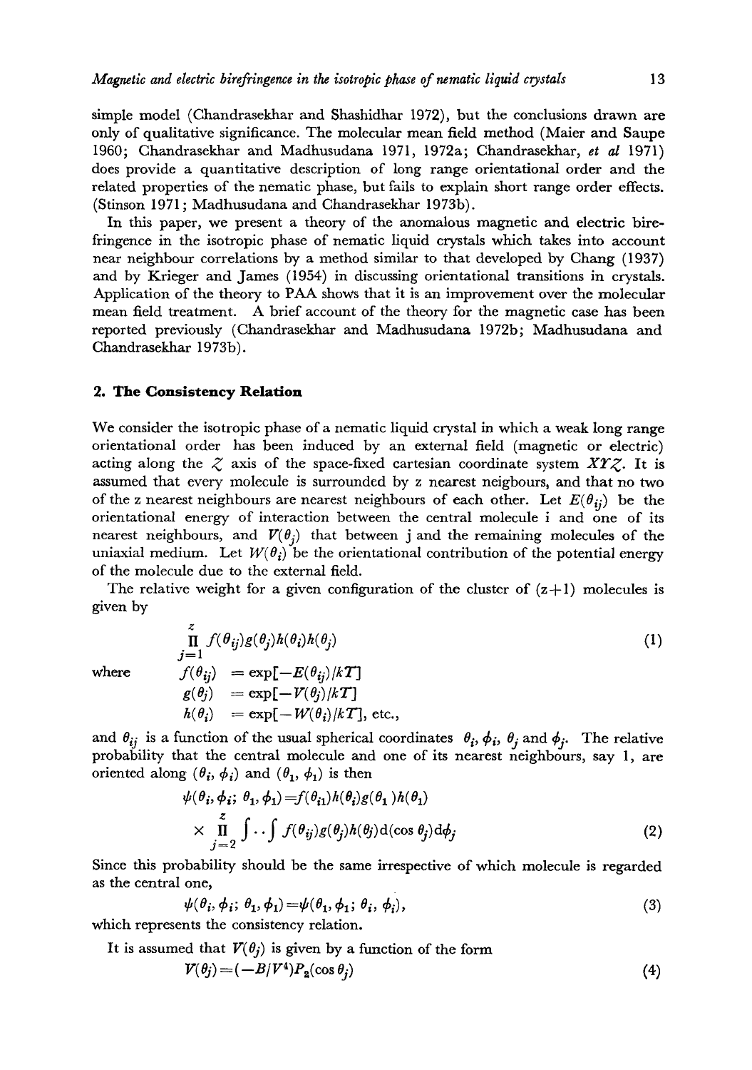simple model (Chandrasekhar and Shashidhar 1972), but the conclusions drawn are only of qualitative significance. The molecular mean field method (Maier and Saupe 1960; Chandrasekhar and Madhusudana 1971, 1972a; Chandrasekhar, *et al* 1971) does provide a quantitative description of long range orientational order and the related properties of the nematic phase, but fails to explain short range order effects. (Stinson 1971; Madhusudana and Chandrasekhar 1973b).

In this paper, we present a theory of the anomalous magnetic and electric birefringence in the isotropic phase of nematic liquid crystals which takes into account near neighbour correlations by a method similar to that developed by Chang (1937) and by Krieger and James (1954) in discussing orientational transitions in crystals. Application of the theory to PAA shows that it is an improvement over the molecular mean field treatment. A brief account of the theory for the magnetic case has been reported previously (Chandrasekhar and Madhusudana 1972b; Madhusudana and Chandrasekhar 1973b).

## 2. The Consistency Relation

We consider the isotropic phase of a nematic liquid crystal in which a weak long range orientational order has been induced by an external field (magnetic or electric) acting along the $Z$ axis of the space-fixed cartesian coordinate system $XYZ$. It is assumed that every molecule is surrounded by z nearest neigbours, and that no two of the z nearest neighbours are nearest neighbours of each other. Let $E(\theta_{ij})$ be the orientational energy of interaction between the central molecule i and one of its nearest neighbours, and $V(\theta_j)$ that between j and the remaining molecules of the uniaxial medium. Let $W(\theta_i)$ be the orientational contribution of the potential energy of the molecule due to the external field.

The relative weight for a given configuration of the cluster of (z+1) molecules is given by

$$\prod_{j=1}^{z} f(\theta_{ij})g(\theta_j)h(\theta_i)h(\theta_j) \tag{1}$$

where

$$f(\theta_{ij}) = \exp[-E(\theta_{ij})/kT]$$
$$g(\theta_j) = \exp[-V(\theta_j)/kT]$$
$$h(\theta_i) = \exp[-W(\theta_i)/kT], \text{ etc.,}$$

and $\theta_{ij}$ is a function of the usual spherical coordinates $\theta_i$, $\phi_i$, $\theta_j$ and $\phi_j$. The relative probability that the central molecule and one of its nearest neighbours, say 1, are oriented along $(\theta_i, \phi_i)$ and $(\theta_1, \phi_1)$ is then

$$\psi(\theta_i, \phi_i; \theta_1, \phi_1) = f(\theta_{i1})h(\theta_i)g(\theta_1)h(\theta_1) \times \prod_{j=2}^{z} \int\cdot\cdot\int f(\theta_{ij})g(\theta_j)h(\theta_j)\mathrm{d}(\cos\theta_j)\mathrm{d}\phi_j \tag{2}$$

Since this probability should be the same irrespective of which molecule is regarded as the central one,

$$\psi(\theta_i, \phi_i; \theta_1, \phi_1) = \psi(\theta_1, \phi_1; \theta_i, \phi_i), \tag{3}$$

which represents the consistency relation.

It is assumed that $V(\theta_j)$ is given by a function of the form

$$V(\theta_j) = (-B/V^4)P_2(\cos\theta_j) \tag{4}$$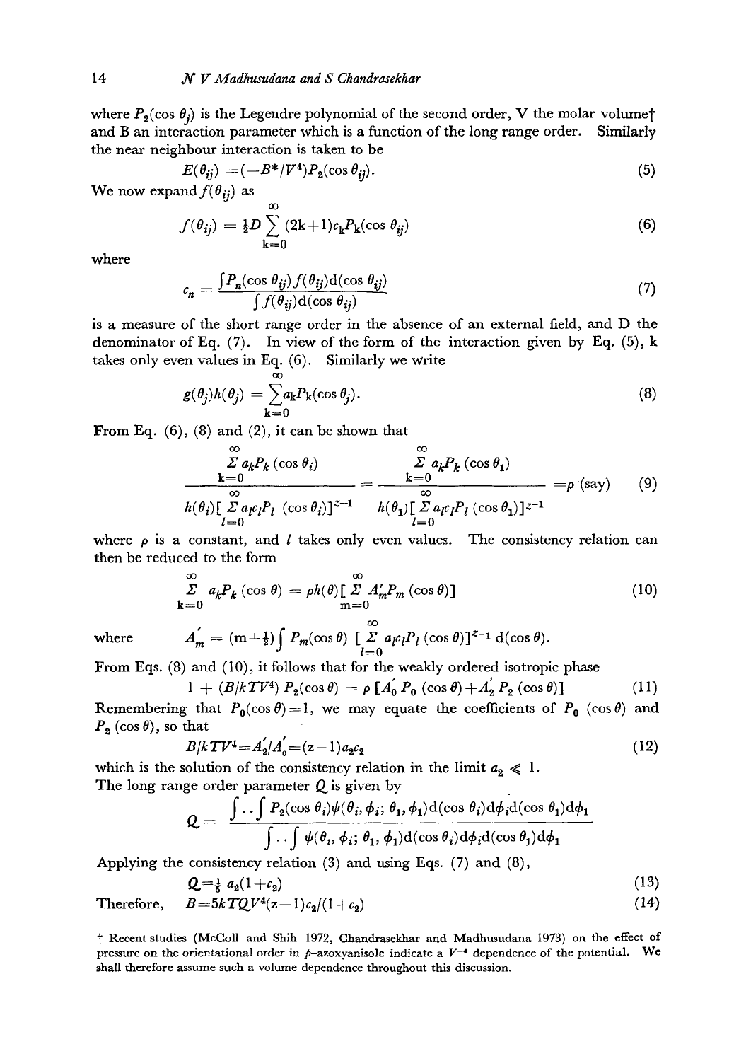where $P_2(\cos\theta_j)$ is the Legendre polynomial of the second order, V the molar volume† and B an interaction parameter which is a function of the long range order. Similarly the near neighbour interaction is taken to be

$$E(\theta_{ij}) = (-B^*/V^4)P_2(\cos\theta_{ij}). \tag{5}$$

We now expand $f(\theta_{ij})$ as

$$f(\theta_{ij}) = \tfrac{1}{2}D\sum_{k=0}^{\infty}(2k+1)c_k P_k(\cos\theta_{ij}) \tag{6}$$

where

$$c_n = \frac{\int P_n(\cos\theta_{ij})f(\theta_{ij})\mathrm{d}(\cos\theta_{ij})}{\int f(\theta_{ij})\mathrm{d}(\cos\theta_{ij})} \tag{7}$$

is a measure of the short range order in the absence of an external field, and D the denominator of Eq. (7). In view of the form of the interaction given by Eq. (5), k takes only even values in Eq. (6). Similarly we write

$$g(\theta_j)h(\theta_j) = \sum_{k=0}^{\infty}a_k P_k(\cos\theta_j). \tag{8}$$

From Eq. (6), (8) and (2), it can be shown that

$$\frac{\sum_{k=0}^{\infty} a_k P_k(\cos\theta_i)}{h(\theta_i)[\sum_{l=0}^{\infty} a_l c_l P_l(\cos\theta_i)]^{z-1}} = \frac{\sum_{k=0}^{\infty} a_k P_k(\cos\theta_1)}{h(\theta_1)[\sum_{l=0}^{\infty} a_l c_l P_l(\cos\theta_1)]^{z-1}} = \rho \text{ (say)} \tag{9}$$

where $\rho$ is a constant, and $l$ takes only even values. The consistency relation can then be reduced to the form

$$\sum_{k=0}^{\infty} a_k P_k(\cos\theta) = \rho h(\theta)[\sum_{m=0}^{\infty} A'_m P_m(\cos\theta)] \tag{10}$$

where $\quad A'_m = (m+\tfrac{1}{2})\int P_m(\cos\theta)\,[\sum_{l=0}^{\infty} a_l c_l P_l(\cos\theta)]^{z-1}\,\mathrm{d}(\cos\theta).$

From Eqs. (8) and (10), it follows that for the weakly ordered isotropic phase

$$1 + (B/kTV^4)\,P_2(\cos\theta) = \rho\,[A'_0 P_0(\cos\theta) + A'_2 P_2(\cos\theta)] \tag{11}$$

Remembering that $P_0(\cos\theta) = 1$, we may equate the coefficients of $P_0(\cos\theta)$ and $P_2(\cos\theta)$, so that

$$B/kTV^4 = A'_2/A'_0 = (z-1)a_2c_2 \tag{12}$$

which is the solution of the consistency relation in the limit $a_2 \ll 1$.

The long range order parameter $Q$ is given by

$$Q = \frac{\int..\int P_2(\cos\theta_i)\psi(\theta_i,\phi_i;\theta_1,\phi_1)\mathrm{d}(\cos\theta_i)\mathrm{d}\phi_i\mathrm{d}(\cos\theta_1)\mathrm{d}\phi_1}{\int..\int \psi(\theta_i,\phi_i;\theta_1,\phi_1)\mathrm{d}(\cos\theta_i)\mathrm{d}\phi_i\mathrm{d}(\cos\theta_1)\mathrm{d}\phi_1}$$

Applying the consistency relation (3) and using Eqs. (7) and (8),

$$Q = \tfrac{1}{5}\,a_2(1+c_2) \tag{13}$$

Therefore,

$$B = 5kTQV^4(z-1)c_2/(1+c_2) \tag{14}$$

† Recent studies (McColl and Shih 1972, Chandrasekhar and Madhusudana 1973) on the effect of pressure on the orientational order in *p*-azoxyanisole indicate a $V^{-4}$ dependence of the potential. We shall therefore assume such a volume dependence throughout this discussion.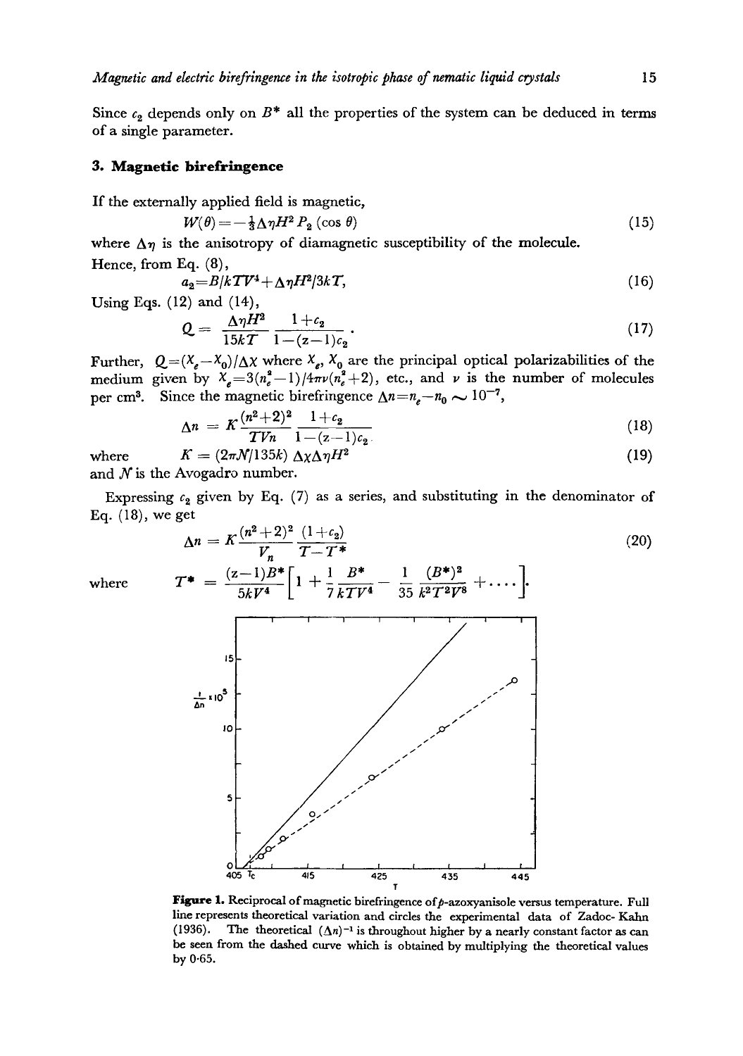Since $c_2$ depends only on $B^*$ all the properties of the system can be deduced in terms of a single parameter.

## 3. Magnetic birefringence

If the externally applied field is magnetic,

$$W(\theta) = -\tfrac{1}{3}\Delta\eta H^2 P_2(\cos\theta) \tag{15}$$

where $\Delta\eta$ is the anisotropy of diamagnetic susceptibility of the molecule.

Hence, from Eq. (8),

$$a_2 = B/kTV^4 + \Delta\eta H^2/3kT, \tag{16}$$

Using Eqs. (12) and (14),

$$Q = \frac{\Delta\eta H^2}{15kT}\,\frac{1+c_2}{1-(z-1)c_2}. \tag{17}$$

Further, $Q = (X_e - X_0)/\Delta X$ where $X_e$, $X_0$ are the principal optical polarizabilities of the medium given by $X_e = 3(n_e^2-1)/4\pi\nu(n_e^2+2)$, etc., and $\nu$ is the number of molecules per cm$^3$. Since the magnetic birefringence $\Delta n = n_e - n_0 \sim 10^{-7}$,

$$\Delta n = K\frac{(n^2+2)^2}{TVn}\,\frac{1+c_2}{1-(z-1)c_2} \tag{18}$$

where $\quad K = (2\pi\mathcal{N}/135k)\,\Delta\chi\Delta\eta H^2 \tag{19}$

and $\mathcal{N}$ is the Avogadro number.

Expressing $c_2$ given by Eq. (7) as a series, and substituting in the denominator of Eq. (18), we get

$$\Delta n = K\frac{(n^2+2)^2}{V_n}\,\frac{(1+c_2)}{T-T^*} \tag{20}$$

where

$$T^* = \frac{(z-1)B^*}{5kV^4}\left[1 + \frac{1}{7}\frac{B^*}{kTV^4} - \frac{1}{35}\frac{(B^*)^2}{k^2T^2V^8} + \ldots\right].$$

**Figure 1.** Reciprocal of magnetic birefringence of *p*-azoxyanisole versus temperature. Full line represents theoretical variation and circles the experimental data of Zadoc-Kahn (1936). The theoretical $(\Delta n)^{-1}$ is throughout higher by a nearly constant factor as can be seen from the dashed curve which is obtained by multiplying the theoretical values by 0·65.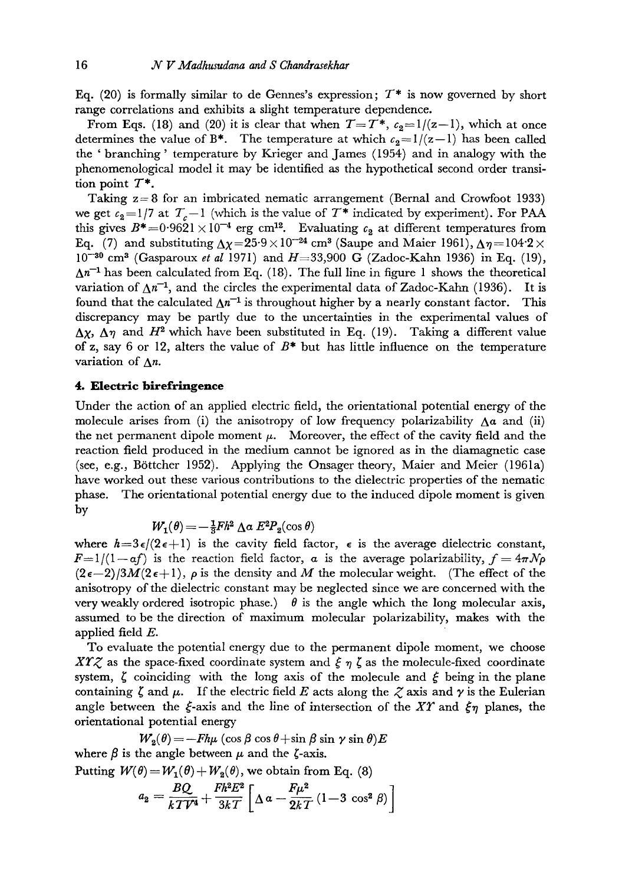Eq. (20) is formally similar to de Gennes's expression; $T^*$ is now governed by short range correlations and exhibits a slight temperature dependence.

From Eqs. (18) and (20) it is clear that when $T = T^*$, $c_2 = 1/(z-1)$, which at once determines the value of $B^*$. The temperature at which $c_2 = 1/(z-1)$ has been called the 'branching' temperature by Krieger and James (1954) and in analogy with the phenomenological model it may be identified as the hypothetical second order transition point $T^*$.

Taking $z = 8$ for an imbricated nematic arrangement (Bernal and Crowfoot 1933) we get $c_2 = 1/7$ at $T_c - 1$ (which is the value of $T^*$ indicated by experiment). For PAA this gives $B^* = 0{\cdot}9621 \times 10^{-4}$ erg cm$^{12}$. Evaluating $c_2$ at different temperatures from Eq. (7) and substituting $\Delta\chi = 25{\cdot}9 \times 10^{-24}$ cm$^3$ (Saupe and Maier 1961), $\Delta\eta = 104{\cdot}2 \times 10^{-30}$ cm$^3$ (Gasparoux *et al* 1971) and $H = 33{,}900$ G (Zadoc-Kahn 1936) in Eq. (19), $\Delta n^{-1}$ has been calculated from Eq. (18). The full line in figure 1 shows the theoretical variation of $\Delta n^{-1}$, and the circles the experimental data of Zadoc-Kahn (1936). It is found that the calculated $\Delta n^{-1}$ is throughout higher by a nearly constant factor. This discrepancy may be partly due to the uncertainties in the experimental values of $\Delta\chi$, $\Delta\eta$ and $H^2$ which have been substituted in Eq. (19). Taking a different value of z, say 6 or 12, alters the value of $B^*$ but has little influence on the temperature variation of $\Delta n$.

## 4. Electric birefringence

Under the action of an applied electric field, the orientational potential energy of the molecule arises from (i) the anisotropy of low frequency polarizability $\Delta\alpha$ and (ii) the net permanent dipole moment $\mu$. Moreover, the effect of the cavity field and the reaction field produced in the medium cannot be ignored as in the diamagnetic case (see, e.g., Böttcher 1952). Applying the Onsager theory, Maier and Meier (1961a) have worked out these various contributions to the dielectric properties of the nematic phase. The orientational potential energy due to the induced dipole moment is given by

$$W_1(\theta) = -\tfrac{1}{3}Fh^2\,\Delta\alpha\, E^2 P_2(\cos\theta)$$

where $h = 3\epsilon/(2\epsilon+1)$ is the cavity field factor, $\epsilon$ is the average dielectric constant, $F = 1/(1-\alpha f)$ is the reaction field factor, $\alpha$ is the average polarizability, $f = 4\pi N\rho(2\epsilon-2)/3M(2\epsilon+1)$, $\rho$ is the density and $M$ the molecular weight. (The effect of the anisotropy of the dielectric constant may be neglected since we are concerned with the very weakly ordered isotropic phase.) $\theta$ is the angle which the long molecular axis, assumed to be the direction of maximum molecular polarizability, makes with the applied field $E$.

To evaluate the potential energy due to the permanent dipole moment, we choose $XYZ$ as the space-fixed coordinate system and $\xi\,\eta\,\zeta$ as the molecule-fixed coordinate system, $\zeta$ coinciding with the long axis of the molecule and $\xi$ being in the plane containing $\zeta$ and $\mu$. If the electric field $E$ acts along the $Z$ axis and $\gamma$ is the Eulerian angle between the $\xi$-axis and the line of intersection of the $XY$ and $\xi\eta$ planes, the orientational potential energy

$$W_2(\theta) = -Fh\mu\,(\cos\beta\cos\theta + \sin\beta\sin\gamma\sin\theta)E$$

where $\beta$ is the angle between $\mu$ and the $\zeta$-axis.

Putting $W(\theta) = W_1(\theta) + W_2(\theta)$, we obtain from Eq. (8)

$$a_2 = \frac{BQ}{kTV^4} + \frac{Fh^2E^2}{3kT}\left[\Delta\alpha - \frac{F\mu^2}{2kT}(1 - 3\cos^2\beta)\right]$$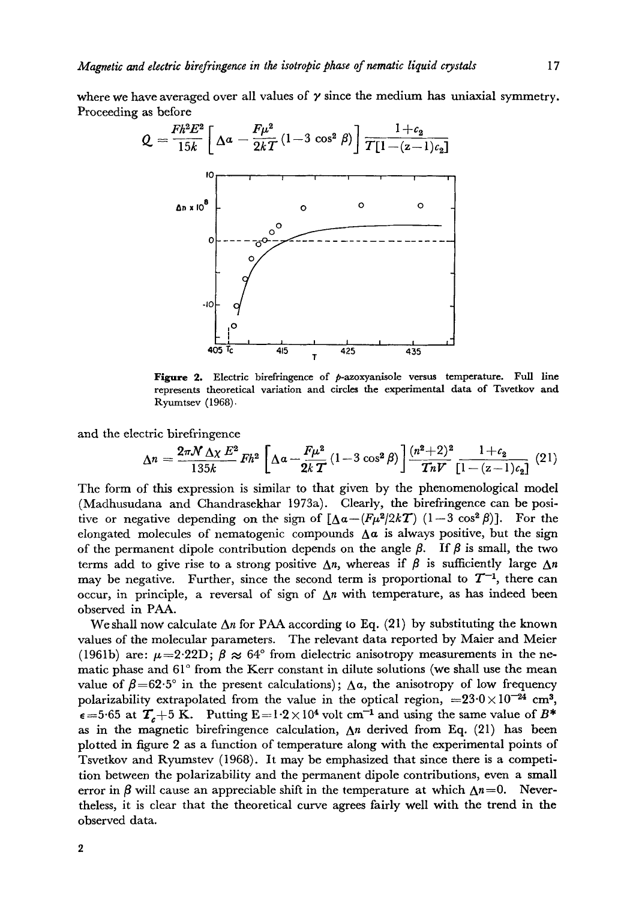where we have averaged over all values of $\gamma$ since the medium has uniaxial symmetry. Proceeding as before

$$Q = \frac{Fh^2E^2}{15k}\left[\Delta\alpha - \frac{F\mu^2}{2kT}(1-3\cos^2\beta)\right]\frac{1+c_2}{T[1-(z-1)c_2]}$$

**Figure 2.** Electric birefringence of *p*-azoxyanisole versus temperature. Full line represents theoretical variation and circles the experimental data of Tsvetkov and Ryumtsev (1968).

and the electric birefringence

$$\Delta n = \frac{2\pi\mathcal{N}\Delta\chi E^2}{135k}Fh^2\left[\Delta\alpha - \frac{F\mu^2}{2kT}(1-3\cos^2\beta)\right]\frac{(n^2+2)^2}{TnV}\frac{1+c_2}{[1-(z-1)c_2]} \quad (21)$$

The form of this expression is similar to that given by the phenomenological model (Madhusudana and Chandrasekhar 1973a). Clearly, the birefringence can be positive or negative depending on the sign of $[\Delta\alpha-(F\mu^2/2kT)(1-3\cos^2\beta)]$. For the elongated molecules of nematogenic compounds $\Delta\alpha$ is always positive, but the sign of the permanent dipole contribution depends on the angle $\beta$. If $\beta$ is small, the two terms add to give rise to a strong positive $\Delta n$, whereas if $\beta$ is sufficiently large $\Delta n$ may be negative. Further, since the second term is proportional to $T^{-1}$, there can occur, in principle, a reversal of sign of $\Delta n$ with temperature, as has indeed been observed in PAA.

We shall now calculate $\Delta n$ for PAA according to Eq. (21) by substituting the known values of the molecular parameters. The relevant data reported by Maier and Meier (1961b) are: $\mu$=2·22D; $\beta \approx 64°$ from dielectric anisotropy measurements in the nematic phase and 61° from the Kerr constant in dilute solutions (we shall use the mean value of $\beta$=62·5° in the present calculations); $\Delta\alpha$, the anisotropy of low frequency polarizability extrapolated from the value in the optical region, $=23{\cdot}0\times10^{-24}$ cm$^3$, $\epsilon$=5·65 at $T_c$+5 K. Putting E=$1{\cdot}2\times10^4$ volt cm$^{-1}$ and using the same value of $B^*$ as in the magnetic birefringence calculation, $\Delta n$ derived from Eq. (21) has been plotted in figure 2 as a function of temperature along with the experimental points of Tsvetkov and Ryumstev (1968). It may be emphasized that since there is a competition between the polarizability and the permanent dipole contributions, even a small error in $\beta$ will cause an appreciable shift in the temperature at which $\Delta n$=0. Nevertheless, it is clear that the theoretical curve agrees fairly well with the trend in the observed data.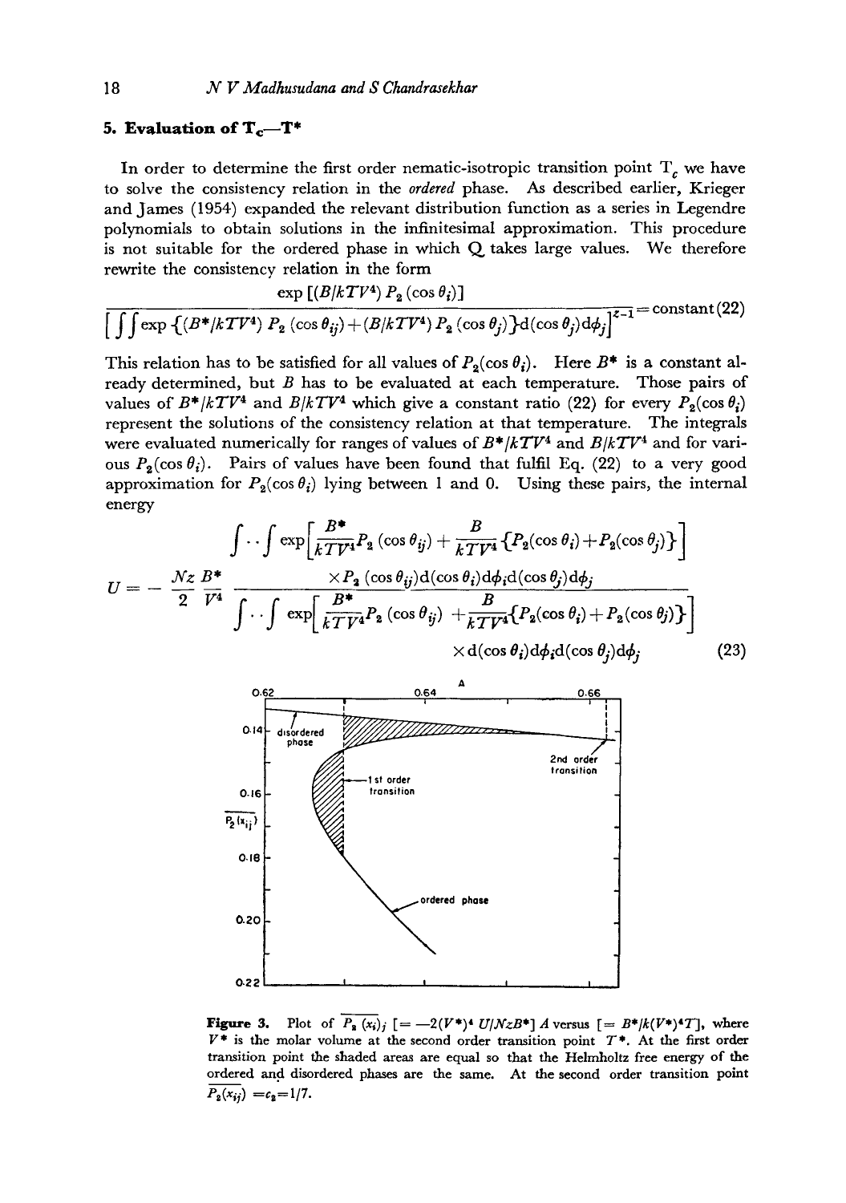## 5. Evaluation of $T_c$—$T^*$

In order to determine the first order nematic-isotropic transition point $T_c$ we have to solve the consistency relation in the *ordered* phase. As described earlier, Krieger and James (1954) expanded the relevant distribution function as a series in Legendre polynomials to obtain solutions in the infinitesimal approximation. This procedure is not suitable for the ordered phase in which Q takes large values. We therefore rewrite the consistency relation in the form

$$\frac{\exp\left[(B/kTV^4)\,P_2(\cos\theta_i)\right]}{\left[\iint \exp\left\{(B^*/kTV^4)\,P_2(\cos\theta_{ij})+(B/kTV^4)\,P_2(\cos\theta_j)\right\}\mathrm{d}(\cos\theta_j)\mathrm{d}\phi_j\right]^{z-1}}=\text{constant} \quad (22)$$

This relation has to be satisfied for all values of $P_2(\cos\theta_i)$. Here $B^*$ is a constant already determined, but $B$ has to be evaluated at each temperature. Those pairs of values of $B^*/kTV^4$ and $B/kTV^4$ which give a constant ratio (22) for every $P_2(\cos\theta_i)$ represent the solutions of the consistency relation at that temperature. The integrals were evaluated numerically for ranges of values of $B^*/kTV^4$ and $B/kTV^4$ and for various $P_2(\cos\theta_i)$. Pairs of values have been found that fulfil Eq. (22) to a very good approximation for $P_2(\cos\theta_i)$ lying between 1 and 0. Using these pairs, the internal energy

$$U=-\frac{Nz}{2}\frac{B^*}{V^4}\,\frac{\int\cdot\cdot\int \exp\left[\frac{B^*}{kTV^4}P_2(\cos\theta_{ij})+\frac{B}{kTV^4}\left\{P_2(\cos\theta_i)+P_2(\cos\theta_j)\right\}\right]\times P_2(\cos\theta_{ij})\mathrm{d}(\cos\theta_i)\mathrm{d}\phi_i\mathrm{d}(\cos\theta_j)\mathrm{d}\phi_j}{\int\cdot\cdot\int \exp\left[\frac{B^*}{kTV^4}P_2(\cos\theta_{ij})+\frac{B}{kTV^4}\left\{P_2(\cos\theta_i)+P_2(\cos\theta_j)\right\}\right]\times \mathrm{d}(\cos\theta_i)\mathrm{d}\phi_i\mathrm{d}(\cos\theta_j)\mathrm{d}\phi_j} \quad (23)$$

**Figure 3.** Plot of $\overline{P_2(x_i)}_j$ $[=-2(V^*)^4\,U/NzB^*]$ $A$ versus $[=B^*/k(V^*)^4T]$, where $V^*$ is the molar volume at the second order transition point $T^*$. At the first order transition point the shaded areas are equal so that the Helmholtz free energy of the ordered and disordered phases are the same. At the second order transition point $\overline{P_2(x_{ij})}=c_2=1/7$.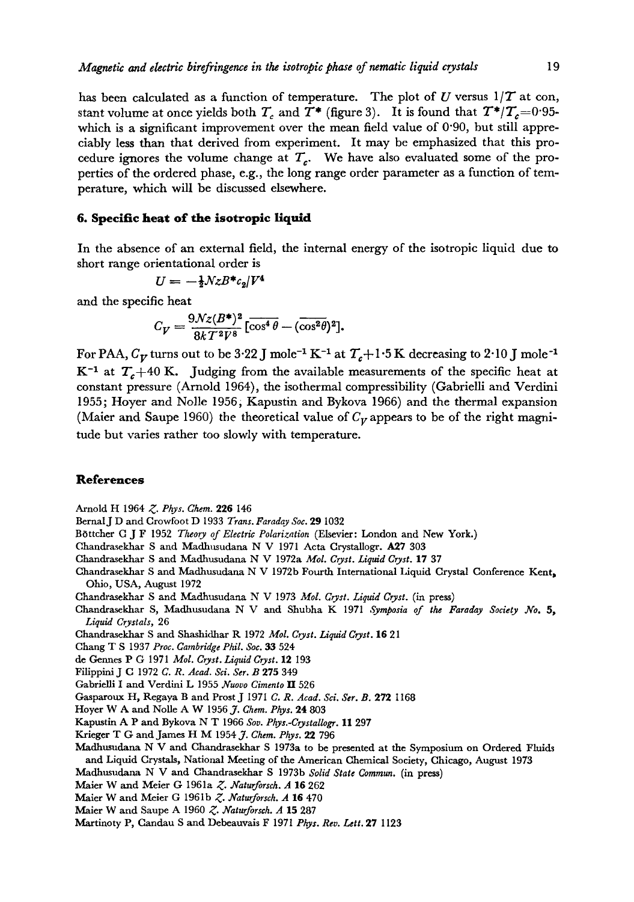has been calculated as a function of temperature. The plot of $U$ versus $1/T$ at con, stant volume at once yields both $T_c$ and $T^*$ (figure 3). It is found that $T^*/T_c$=0·95- which is a significant improvement over the mean field value of 0·90, but still appreciably less than that derived from experiment. It may be emphasized that this procedure ignores the volume change at $T_c$. We have also evaluated some of the properties of the ordered phase, e.g., the long range order parameter as a function of temperature, which will be discussed elsewhere.

## 6. Specific heat of the isotropic liquid

In the absence of an external field, the internal energy of the isotropic liquid due to short range orientational order is

$$U = -\tfrac{1}{2}NzB^* c_2 / V^4$$

and the specific heat

$$C_V = \frac{9Nz(B^*)^2}{8kT^2V^8}\,[\overline{\cos^4\theta} - (\overline{\cos^2\theta})^2].$$

For PAA, $C_V$ turns out to be 3·22 J mole$^{-1}$ K$^{-1}$ at $T_c$+1·5 K decreasing to 2·10 J mole$^{-1}$ K$^{-1}$ at $T_c$+40 K. Judging from the available measurements of the specific heat at constant pressure (Arnold 1964), the isothermal compressibility (Gabrielli and Verdini 1955; Hoyer and Nolle 1956, Kapustin and Bykova 1966) and the thermal expansion (Maier and Saupe 1960) the theoretical value of $C_V$ appears to be of the right magnitude but varies rather too slowly with temperature.

## References

Arnold H 1964 *Z. Phys. Chem.* **226** 146

Bernal J D and Crowfoot D 1933 *Trans. Faraday Soc.* **29** 1032

Böttcher C J F 1952 *Theory of Electric Polarization* (Elsevier: London and New York.)

Chandrasekhar S and Madhusudana N V 1971 Acta Crystallogr. **A27** 303

Chandrasekhar S and Madhusudana N V 1972a *Mol. Cryst. Liquid Cryst.* **17** 37

Chandrasekhar S and Madhusudana N V 1972b Fourth International Liquid Crystal Conference Kent, Ohio, USA, August 1972

Chandrasekhar S and Madhusudana N V 1973 *Mol. Cryst. Liquid Cryst.* (in press)

Chandrasekhar S, Madhusudana N V and Shubha K 1971 *Symposia of the Faraday Society No.* **5**, *Liquid Crystals*, 26

Chandrasekhar S and Shashidhar R 1972 *Mol. Cryst. Liquid Cryst.* **16** 21

Chang T S 1937 *Proc. Cambridge Phil. Soc.* **33** 524

de Gennes P G 1971 *Mol. Cryst. Liquid Cryst.* **12** 193

Filippini J C 1972 *C. R. Acad. Sci. Ser. B* **275** 349

Gabrielli I and Verdini L 1955 *Nuovo Cimento* **II** 526

Gasparoux H, Regaya B and Prost J 1971 *C. R. Acad. Sci. Ser. B.* **272** 1168

Hoyer W A and Nolle A W 1956 *J. Chem. Phys.* **24** 803

Kapustin A P and Bykova N T 1966 *Sov. Phys.-Crystallogr.* **11** 297

Krieger T G and James H M 1954 *J. Chem. Phys.* **22** 796

Madhusudana N V and Chandrasekhar S 1973a to be presented at the Symposium on Ordered Fluids and Liquid Crystals, National Meeting of the American Chemical Society, Chicago, August 1973

Madhusudana N V and Chandrasekhar S 1973b *Solid State Commun.* (in press)

Maier W and Meier G 1961a *Z. Naturforsch. A* **16** 262

Maier W and Meier G 1961b *Z. Naturforsch. A* **16** 470

Maier W and Saupe A 1960 *Z. Naturforsch. A* **15** 287

Martinoty P, Candau S and Debeauvais F 1971 *Phys. Rev. Lett.* **27** 1123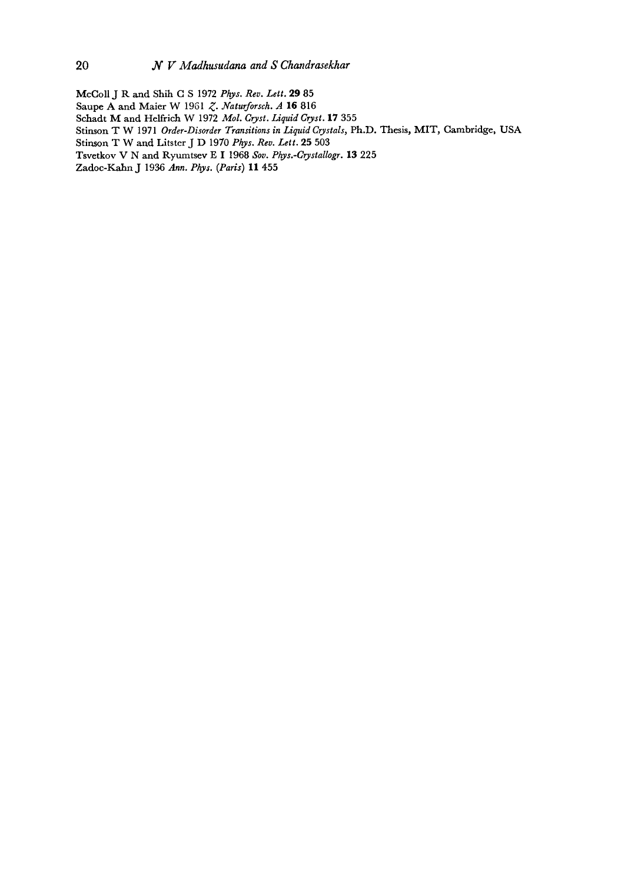McColl J R and Shih C S 1972 *Phys. Rev. Lett.* **29** 85

Saupe A and Maier W 1961 *Z. Naturforsch. A* **16** 816

Schadt M and Helfrich W 1972 *Mol. Cryst. Liquid Cryst.* **17** 355

Stinson T W 1971 *Order-Disorder Transitions in Liquid Crystals*, Ph.D. Thesis, MIT, Cambridge, USA

Stinson T W and Litster J D 1970 *Phys. Rev. Lett.* **25** 503

Tsvetkov V N and Ryumtsev E I 1968 *Sov. Phys.-Crystallogr.* **13** 225

Zadoc-Kahn J 1936 *Ann. Phys. (Paris)* **11** 455